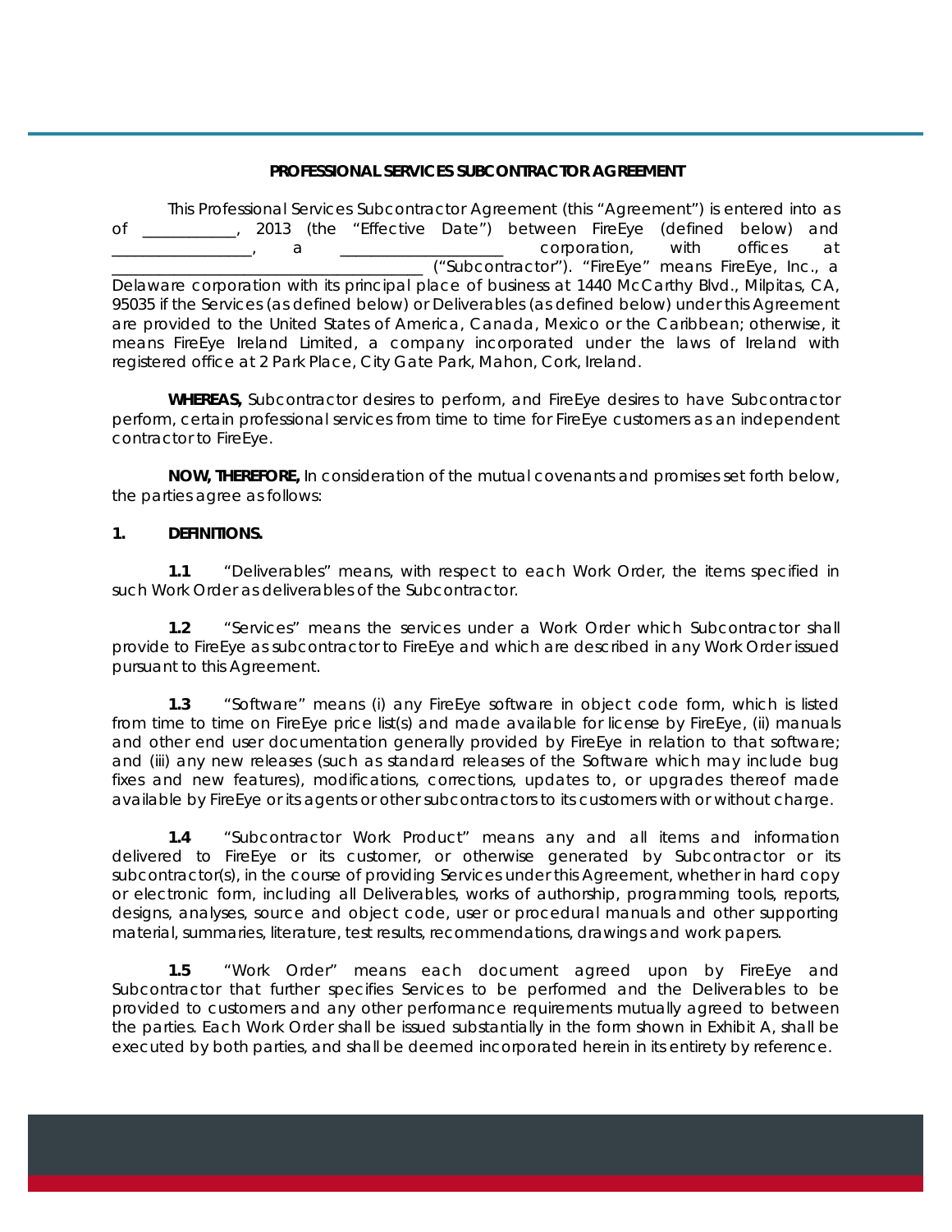**PROFESSIONAL SERVICES SUBCONTRACTOR AGREEMENT**

This Professional Services Subcontractor Agreement (this "Agreement") is entered into as of ____________, 2013 (the "Effective Date") between FireEye (defined below) and _________________, a ____________________ corporation, with offices at ______________________________________ ("Subcontractor"). "FireEye" means FireEye, Inc., a Delaware corporation with its principal place of business at 1440 McCarthy Blvd., Milpitas, CA, 95035 if the Services (as defined below) or Deliverables (as defined below) under this Agreement are provided to the United States of America, Canada, Mexico or the Caribbean; otherwise, it means FireEye Ireland Limited, a company incorporated under the laws of Ireland with registered office at 2 Park Place, City Gate Park, Mahon, Cork, Ireland.

**WHEREAS,** Subcontractor desires to perform, and FireEye desires to have Subcontractor perform, certain professional services from time to time for FireEye customers as an independent contractor to FireEye.

**NOW, THEREFORE,** In consideration of the mutual covenants and promises set forth below, the parties agree as follows:

**1. DEFINITIONS.**

**1.1** "Deliverables" means, with respect to each Work Order, the items specified in such Work Order as deliverables of the Subcontractor.

**1.2** "Services" means the services under a Work Order which Subcontractor shall provide to FireEye as subcontractor to FireEye and which are described in any Work Order issued pursuant to this Agreement.

**1.3** "Software" means (i) any FireEye software in object code form, which is listed from time to time on FireEye price list(s) and made available for license by FireEye, (ii) manuals and other end user documentation generally provided by FireEye in relation to that software; and (iii) any new releases (such as standard releases of the Software which may include bug fixes and new features), modifications, corrections, updates to, or upgrades thereof made available by FireEye or its agents or other subcontractors to its customers with or without charge.

**1.4** "Subcontractor Work Product" means any and all items and information delivered to FireEye or its customer, or otherwise generated by Subcontractor or its subcontractor(s), in the course of providing Services under this Agreement, whether in hard copy or electronic form, including all Deliverables, works of authorship, programming tools, reports, designs, analyses, source and object code, user or procedural manuals and other supporting material, summaries, literature, test results, recommendations, drawings and work papers.

**1.5** "Work Order" means each document agreed upon by FireEye and Subcontractor that further specifies Services to be performed and the Deliverables to be provided to customers and any other performance requirements mutually agreed to between the parties. Each Work Order shall be issued substantially in the form shown in Exhibit A, shall be executed by both parties, and shall be deemed incorporated herein in its entirety by reference.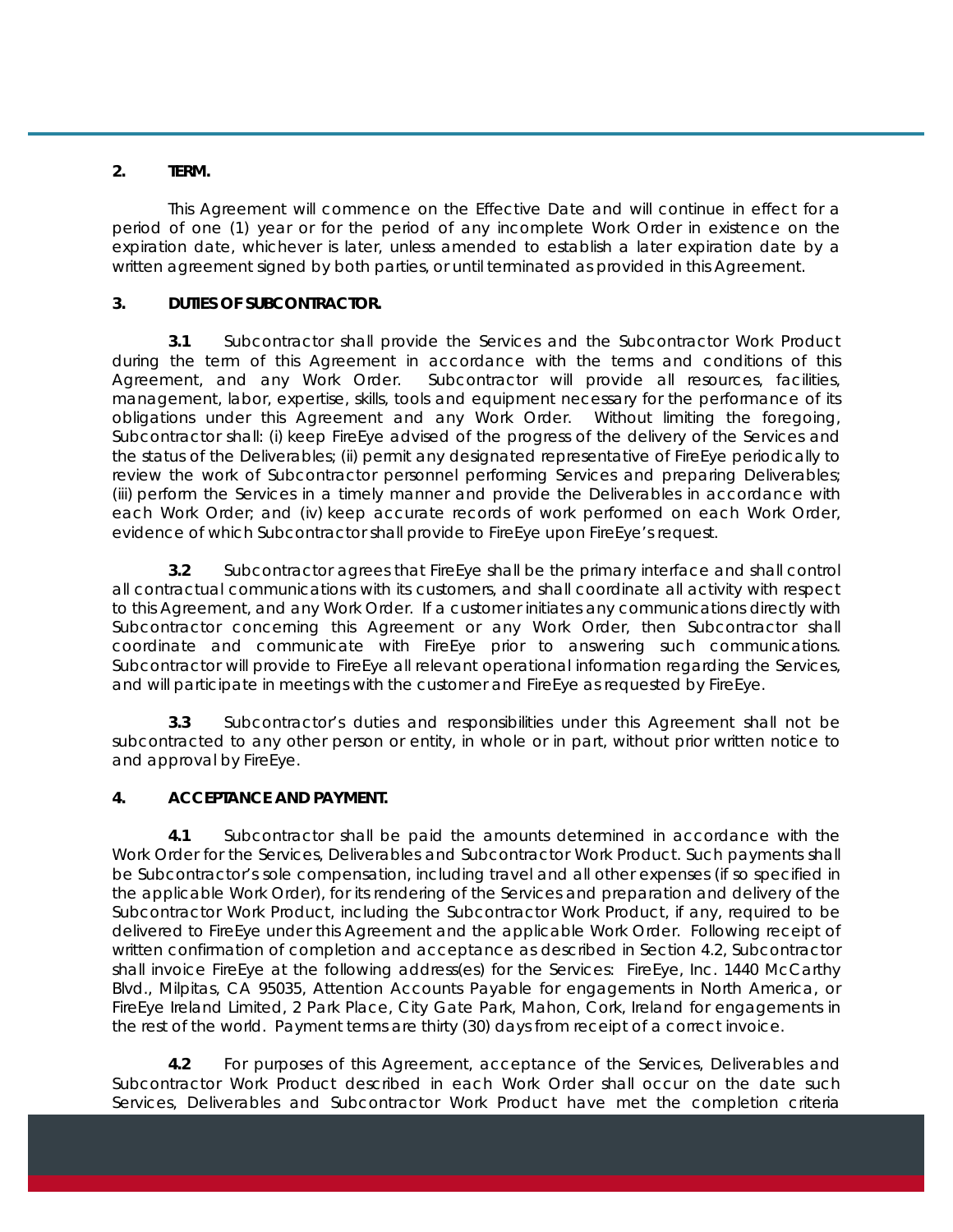## 2. TERM.

This Agreement will commence on the Effective Date and will continue in effect for a period of one (1) year or for the period of any incomplete Work Order in existence on the expiration date, whichever is later, unless amended to establish a later expiration date by a written agreement signed by both parties, or until terminated as provided in this Agreement.

## 3. DUTIES OF SUBCONTRACTOR.

**3.1** Subcontractor shall provide the Services and the Subcontractor Work Product during the term of this Agreement in accordance with the terms and conditions of this Agreement, and any Work Order. Subcontractor will provide all resources, facilities, management, labor, expertise, skills, tools and equipment necessary for the performance of its obligations under this Agreement and any Work Order. Without limiting the foregoing, Subcontractor shall: (i) keep FireEye advised of the progress of the delivery of the Services and the status of the Deliverables; (ii) permit any designated representative of FireEye periodically to review the work of Subcontractor personnel performing Services and preparing Deliverables; (iii) perform the Services in a timely manner and provide the Deliverables in accordance with each Work Order; and (iv) keep accurate records of work performed on each Work Order, evidence of which Subcontractor shall provide to FireEye upon FireEye's request.

**3.2** Subcontractor agrees that FireEye shall be the primary interface and shall control all contractual communications with its customers, and shall coordinate all activity with respect to this Agreement, and any Work Order. If a customer initiates any communications directly with Subcontractor concerning this Agreement or any Work Order, then Subcontractor shall coordinate and communicate with FireEye prior to answering such communications. Subcontractor will provide to FireEye all relevant operational information regarding the Services, and will participate in meetings with the customer and FireEye as requested by FireEye.

**3.3** Subcontractor's duties and responsibilities under this Agreement shall not be subcontracted to any other person or entity, in whole or in part, without prior written notice to and approval by FireEye.

## 4. ACCEPTANCE AND PAYMENT.

**4.1** Subcontractor shall be paid the amounts determined in accordance with the Work Order for the Services, Deliverables and Subcontractor Work Product. Such payments shall be Subcontractor's sole compensation, including travel and all other expenses (if so specified in the applicable Work Order), for its rendering of the Services and preparation and delivery of the Subcontractor Work Product, including the Subcontractor Work Product, if any, required to be delivered to FireEye under this Agreement and the applicable Work Order. Following receipt of written confirmation of completion and acceptance as described in Section 4.2, Subcontractor shall invoice FireEye at the following address(es) for the Services: FireEye, Inc. 1440 McCarthy Blvd., Milpitas, CA 95035, Attention Accounts Payable for engagements in North America, or FireEye Ireland Limited, 2 Park Place, City Gate Park, Mahon, Cork, Ireland for engagements in the rest of the world. Payment terms are thirty (30) days from receipt of a correct invoice.

**4.2** For purposes of this Agreement, acceptance of the Services, Deliverables and Subcontractor Work Product described in each Work Order shall occur on the date such Services, Deliverables and Subcontractor Work Product have met the completion criteria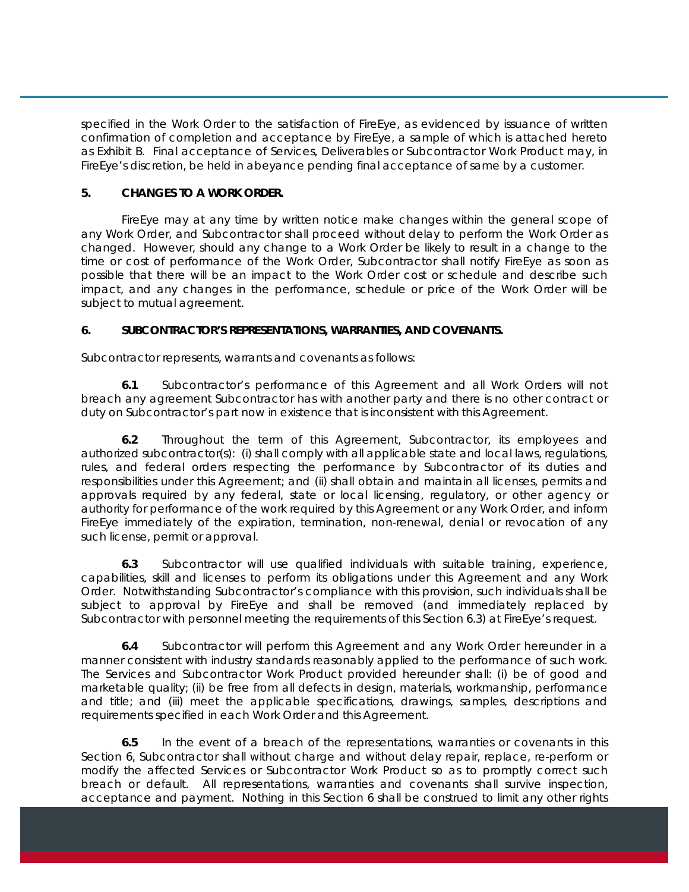specified in the Work Order to the satisfaction of FireEye, as evidenced by issuance of written confirmation of completion and acceptance by FireEye, a sample of which is attached hereto as Exhibit B. Final acceptance of Services, Deliverables or Subcontractor Work Product may, in FireEye's discretion, be held in abeyance pending final acceptance of same by a customer.

**5. CHANGES TO A WORK ORDER.**

FireEye may at any time by written notice make changes within the general scope of any Work Order, and Subcontractor shall proceed without delay to perform the Work Order as changed. However, should any change to a Work Order be likely to result in a change to the time or cost of performance of the Work Order, Subcontractor shall notify FireEye as soon as possible that there will be an impact to the Work Order cost or schedule and describe such impact, and any changes in the performance, schedule or price of the Work Order will be subject to mutual agreement.

**6. SUBCONTRACTOR'S REPRESENTATIONS, WARRANTIES, AND COVENANTS.**

Subcontractor represents, warrants and covenants as follows:

**6.1** Subcontractor's performance of this Agreement and all Work Orders will not breach any agreement Subcontractor has with another party and there is no other contract or duty on Subcontractor's part now in existence that is inconsistent with this Agreement.

**6.2** Throughout the term of this Agreement, Subcontractor, its employees and authorized subcontractor(s): (i) shall comply with all applicable state and local laws, regulations, rules, and federal orders respecting the performance by Subcontractor of its duties and responsibilities under this Agreement; and (ii) shall obtain and maintain all licenses, permits and approvals required by any federal, state or local licensing, regulatory, or other agency or authority for performance of the work required by this Agreement or any Work Order, and inform FireEye immediately of the expiration, termination, non-renewal, denial or revocation of any such license, permit or approval.

**6.3** Subcontractor will use qualified individuals with suitable training, experience, capabilities, skill and licenses to perform its obligations under this Agreement and any Work Order. Notwithstanding Subcontractor's compliance with this provision, such individuals shall be subject to approval by FireEye and shall be removed (and immediately replaced by Subcontractor with personnel meeting the requirements of this Section 6.3) at FireEye's request.

**6.4** Subcontractor will perform this Agreement and any Work Order hereunder in a manner consistent with industry standards reasonably applied to the performance of such work. The Services and Subcontractor Work Product provided hereunder shall: (i) be of good and marketable quality; (ii) be free from all defects in design, materials, workmanship, performance and title; and (iii) meet the applicable specifications, drawings, samples, descriptions and requirements specified in each Work Order and this Agreement.

**6.5** In the event of a breach of the representations, warranties or covenants in this Section 6, Subcontractor shall without charge and without delay repair, replace, re-perform or modify the affected Services or Subcontractor Work Product so as to promptly correct such breach or default. All representations, warranties and covenants shall survive inspection, acceptance and payment. Nothing in this Section 6 shall be construed to limit any other rights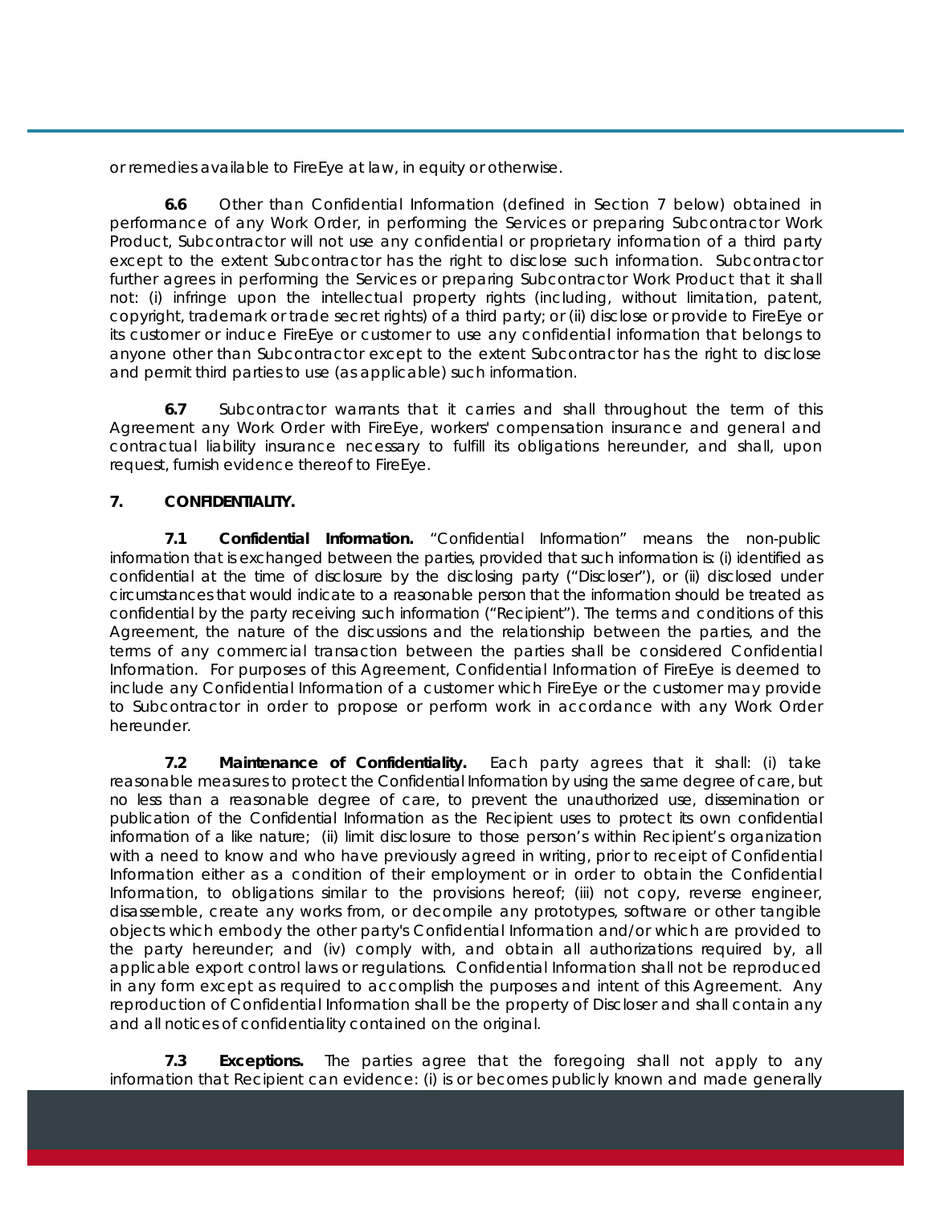or remedies available to FireEye at law, in equity or otherwise.

**6.6** Other than Confidential Information (defined in Section 7 below) obtained in performance of any Work Order, in performing the Services or preparing Subcontractor Work Product, Subcontractor will not use any confidential or proprietary information of a third party except to the extent Subcontractor has the right to disclose such information. Subcontractor further agrees in performing the Services or preparing Subcontractor Work Product that it shall not: (i) infringe upon the intellectual property rights (including, without limitation, patent, copyright, trademark or trade secret rights) of a third party; or (ii) disclose or provide to FireEye or its customer or induce FireEye or customer to use any confidential information that belongs to anyone other than Subcontractor except to the extent Subcontractor has the right to disclose and permit third parties to use (as applicable) such information.

**6.7** Subcontractor warrants that it carries and shall throughout the term of this Agreement any Work Order with FireEye, workers' compensation insurance and general and contractual liability insurance necessary to fulfill its obligations hereunder, and shall, upon request, furnish evidence thereof to FireEye.

**7. CONFIDENTIALITY.**

**7.1 Confidential Information.** "Confidential Information" means the non-public information that is exchanged between the parties, provided that such information is: (i) identified as confidential at the time of disclosure by the disclosing party ("Discloser"), or (ii) disclosed under circumstances that would indicate to a reasonable person that the information should be treated as confidential by the party receiving such information ("Recipient"). The terms and conditions of this Agreement, the nature of the discussions and the relationship between the parties, and the terms of any commercial transaction between the parties shall be considered Confidential Information. For purposes of this Agreement, Confidential Information of FireEye is deemed to include any Confidential Information of a customer which FireEye or the customer may provide to Subcontractor in order to propose or perform work in accordance with any Work Order hereunder.

**7.2 Maintenance of Confidentiality.** Each party agrees that it shall: (i) take reasonable measures to protect the Confidential Information by using the same degree of care, but no less than a reasonable degree of care, to prevent the unauthorized use, dissemination or publication of the Confidential Information as the Recipient uses to protect its own confidential information of a like nature; (ii) limit disclosure to those person's within Recipient's organization with a need to know and who have previously agreed in writing, prior to receipt of Confidential Information either as a condition of their employment or in order to obtain the Confidential Information, to obligations similar to the provisions hereof; (iii) not copy, reverse engineer, disassemble, create any works from, or decompile any prototypes, software or other tangible objects which embody the other party's Confidential Information and/or which are provided to the party hereunder; and (iv) comply with, and obtain all authorizations required by, all applicable export control laws or regulations. Confidential Information shall not be reproduced in any form except as required to accomplish the purposes and intent of this Agreement. Any reproduction of Confidential Information shall be the property of Discloser and shall contain any and all notices of confidentiality contained on the original.

**7.3 Exceptions.** The parties agree that the foregoing shall not apply to any information that Recipient can evidence: (i) is or becomes publicly known and made generally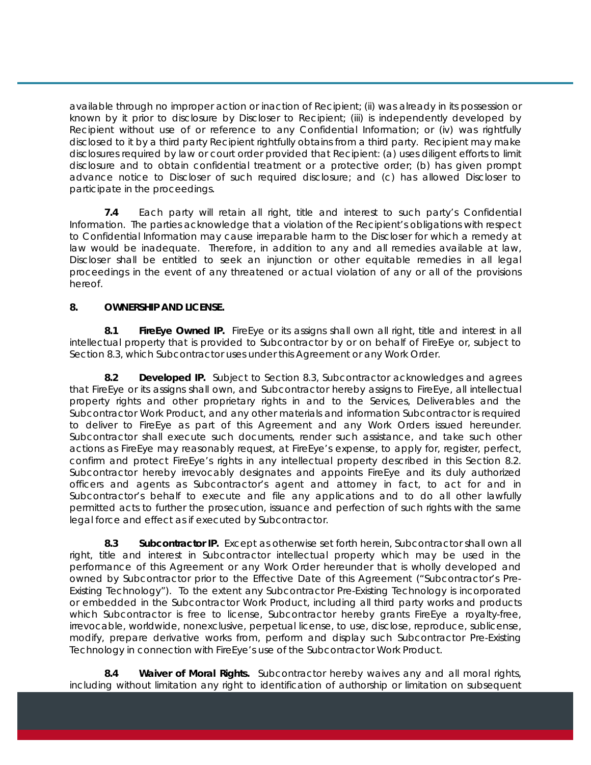available through no improper action or inaction of Recipient; (ii) was already in its possession or known by it prior to disclosure by Discloser to Recipient; (iii) is independently developed by Recipient without use of or reference to any Confidential Information; or (iv) was rightfully disclosed to it by a third party Recipient rightfully obtains from a third party. Recipient may make disclosures required by law or court order provided that Recipient: (a) uses diligent efforts to limit disclosure and to obtain confidential treatment or a protective order; (b) has given prompt advance notice to Discloser of such required disclosure; and (c) has allowed Discloser to participate in the proceedings.

**7.4** Each party will retain all right, title and interest to such party's Confidential Information. The parties acknowledge that a violation of the Recipient's obligations with respect to Confidential Information may cause irreparable harm to the Discloser for which a remedy at law would be inadequate. Therefore, in addition to any and all remedies available at law, Discloser shall be entitled to seek an injunction or other equitable remedies in all legal proceedings in the event of any threatened or actual violation of any or all of the provisions hereof.

**8. OWNERSHIP AND LICENSE.**

**8.1 FireEye Owned IP.** FireEye or its assigns shall own all right, title and interest in all intellectual property that is provided to Subcontractor by or on behalf of FireEye or, subject to Section 8.3, which Subcontractor uses under this Agreement or any Work Order.

**8.2 Developed IP.** Subject to Section 8.3, Subcontractor acknowledges and agrees that FireEye or its assigns shall own, and Subcontractor hereby assigns to FireEye, all intellectual property rights and other proprietary rights in and to the Services, Deliverables and the Subcontractor Work Product, and any other materials and information Subcontractor is required to deliver to FireEye as part of this Agreement and any Work Orders issued hereunder. Subcontractor shall execute such documents, render such assistance, and take such other actions as FireEye may reasonably request, at FireEye's expense, to apply for, register, perfect, confirm and protect FireEye's rights in any intellectual property described in this Section 8.2. Subcontractor hereby irrevocably designates and appoints FireEye and its duly authorized officers and agents as Subcontractor's agent and attorney in fact, to act for and in Subcontractor's behalf to execute and file any applications and to do all other lawfully permitted acts to further the prosecution, issuance and perfection of such rights with the same legal force and effect as if executed by Subcontractor.

**8.3 Subcontractor IP.** Except as otherwise set forth herein, Subcontractor shall own all right, title and interest in Subcontractor intellectual property which may be used in the performance of this Agreement or any Work Order hereunder that is wholly developed and owned by Subcontractor prior to the Effective Date of this Agreement ("Subcontractor's Pre-Existing Technology"). To the extent any Subcontractor Pre-Existing Technology is incorporated or embedded in the Subcontractor Work Product, including all third party works and products which Subcontractor is free to license, Subcontractor hereby grants FireEye a royalty-free, irrevocable, worldwide, nonexclusive, perpetual license, to use, disclose, reproduce, sublicense, modify, prepare derivative works from, perform and display such Subcontractor Pre-Existing Technology in connection with FireEye's use of the Subcontractor Work Product.

**8.4 Waiver of Moral Rights.** Subcontractor hereby waives any and all moral rights, including without limitation any right to identification of authorship or limitation on subsequent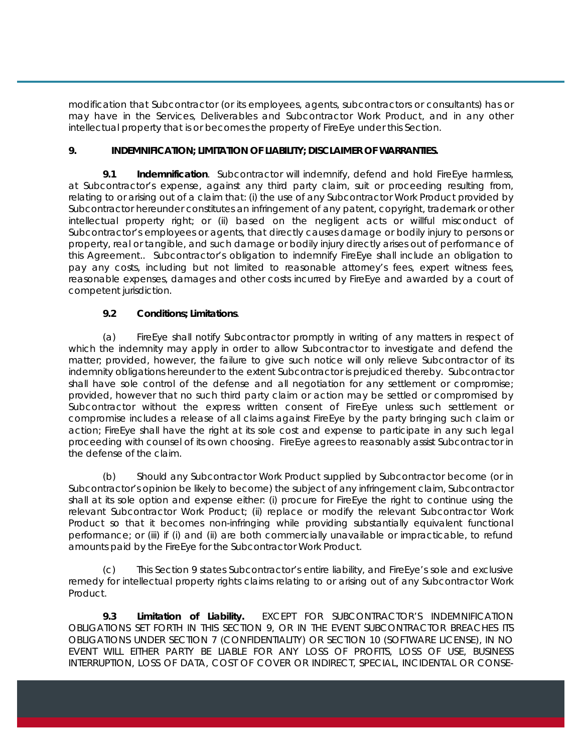modification that Subcontractor (or its employees, agents, subcontractors or consultants) has or may have in the Services, Deliverables and Subcontractor Work Product, and in any other intellectual property that is or becomes the property of FireEye under this Section.

**9. INDEMNIFICATION; LIMITATION OF LIABILITY; DISCLAIMER OF WARRANTIES.**

**9.1 *Indemnification***. Subcontractor will indemnify, defend and hold FireEye harmless, at Subcontractor's expense, against any third party claim, suit or proceeding resulting from, relating to or arising out of a claim that: (i) the use of any Subcontractor Work Product provided by Subcontractor hereunder constitutes an infringement of any patent, copyright, trademark or other intellectual property right; or (ii) based on the negligent acts or willful misconduct of Subcontractor's employees or agents, that directly causes damage or bodily injury to persons or property, real or tangible, and such damage or bodily injury directly arises out of performance of this Agreement.. Subcontractor's obligation to indemnify FireEye shall include an obligation to pay any costs, including but not limited to reasonable attorney's fees, expert witness fees, reasonable expenses, damages and other costs incurred by FireEye and awarded by a court of competent jurisdiction.

**9.2 *Conditions; Limitations***.

(a) FireEye shall notify Subcontractor promptly in writing of any matters in respect of which the indemnity may apply in order to allow Subcontractor to investigate and defend the matter; provided, however, the failure to give such notice will only relieve Subcontractor of its indemnity obligations hereunder to the extent Subcontractor is prejudiced thereby. Subcontractor shall have sole control of the defense and all negotiation for any settlement or compromise; provided, however that no such third party claim or action may be settled or compromised by Subcontractor without the express written consent of FireEye unless such settlement or compromise includes a release of all claims against FireEye by the party bringing such claim or action; FireEye shall have the right at its sole cost and expense to participate in any such legal proceeding with counsel of its own choosing. FireEye agrees to reasonably assist Subcontractor in the defense of the claim.

(b) Should any Subcontractor Work Product supplied by Subcontractor become (or in Subcontractor's opinion be likely to become) the subject of any infringement claim, Subcontractor shall at its sole option and expense either: (i) procure for FireEye the right to continue using the relevant Subcontractor Work Product; (ii) replace or modify the relevant Subcontractor Work Product so that it becomes non-infringing while providing substantially equivalent functional performance; or (iii) if (i) and (ii) are both commercially unavailable or impracticable, to refund amounts paid by the FireEye for the Subcontractor Work Product.

(c) This Section 9 states Subcontractor's entire liability, and FireEye's sole and exclusive remedy for intellectual property rights claims relating to or arising out of any Subcontractor Work Product.

**9.3 *Limitation of Liability.*** EXCEPT FOR SUBCONTRACTOR'S INDEMNIFICATION OBLIGATIONS SET FORTH IN THIS SECTION 9, OR IN THE EVENT SUBCONTRACTOR BREACHES ITS OBLIGATIONS UNDER SECTION 7 (CONFIDENTIALITY) OR SECTION 10 (SOFTWARE LICENSE), IN NO EVENT WILL EITHER PARTY BE LIABLE FOR ANY LOSS OF PROFITS, LOSS OF USE, BUSINESS INTERRUPTION, LOSS OF DATA, COST OF COVER OR INDIRECT, SPECIAL, INCIDENTAL OR CONSE-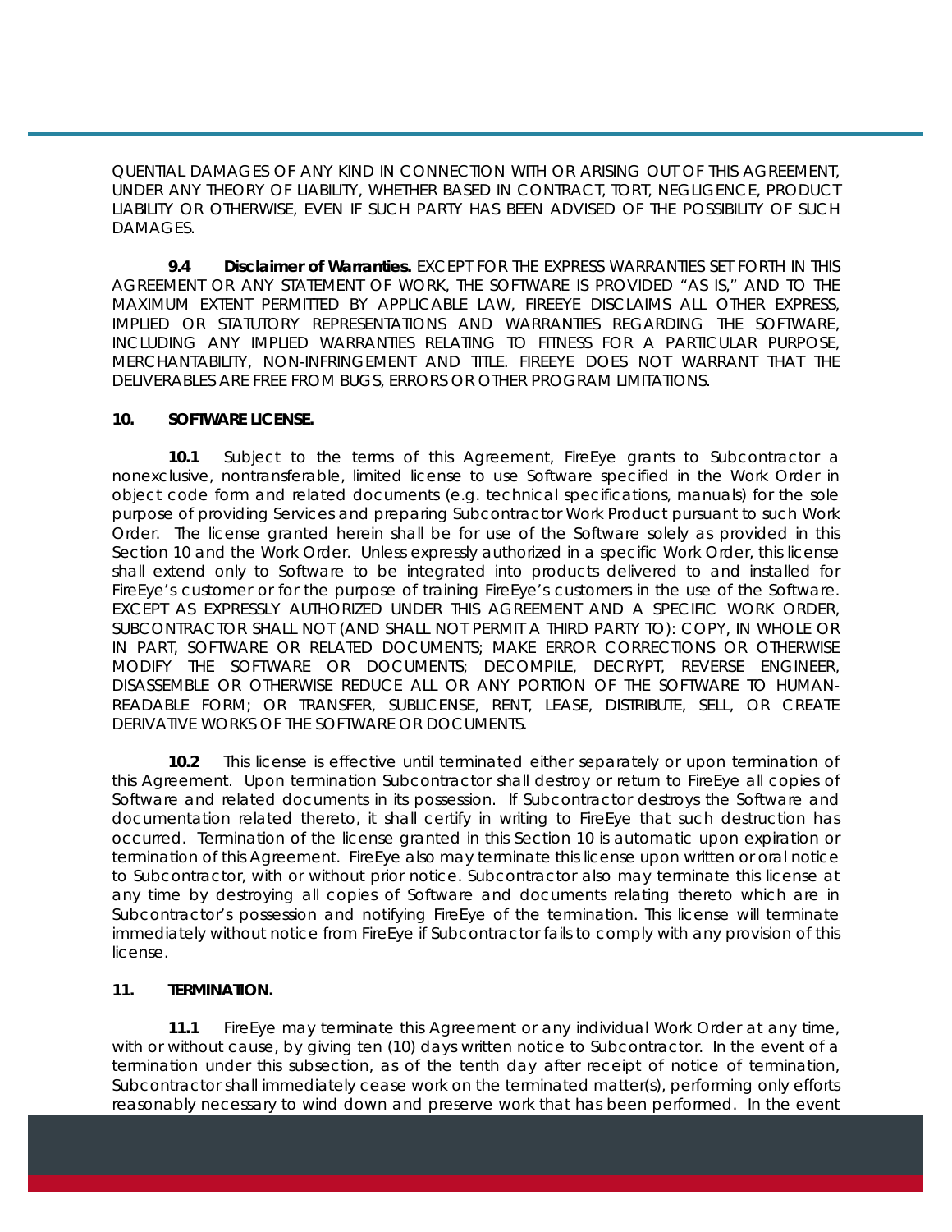QUENTIAL DAMAGES OF ANY KIND IN CONNECTION WITH OR ARISING OUT OF THIS AGREEMENT, UNDER ANY THEORY OF LIABILITY, WHETHER BASED IN CONTRACT, TORT, NEGLIGENCE, PRODUCT LIABILITY OR OTHERWISE, EVEN IF SUCH PARTY HAS BEEN ADVISED OF THE POSSIBILITY OF SUCH DAMAGES.

**9.4 Disclaimer of Warranties.** EXCEPT FOR THE EXPRESS WARRANTIES SET FORTH IN THIS AGREEMENT OR ANY STATEMENT OF WORK, THE SOFTWARE IS PROVIDED "AS IS," AND TO THE MAXIMUM EXTENT PERMITTED BY APPLICABLE LAW, FIREEYE DISCLAIMS ALL OTHER EXPRESS, IMPLIED OR STATUTORY REPRESENTATIONS AND WARRANTIES REGARDING THE SOFTWARE, INCLUDING ANY IMPLIED WARRANTIES RELATING TO FITNESS FOR A PARTICULAR PURPOSE, MERCHANTABILITY, NON-INFRINGEMENT AND TITLE. FIREEYE DOES NOT WARRANT THAT THE DELIVERABLES ARE FREE FROM BUGS, ERRORS OR OTHER PROGRAM LIMITATIONS.

**10. SOFTWARE LICENSE.**

**10.1** Subject to the terms of this Agreement, FireEye grants to Subcontractor a nonexclusive, nontransferable, limited license to use Software specified in the Work Order in object code form and related documents (e.g. technical specifications, manuals) for the sole purpose of providing Services and preparing Subcontractor Work Product pursuant to such Work Order. The license granted herein shall be for use of the Software solely as provided in this Section 10 and the Work Order. Unless expressly authorized in a specific Work Order, this license shall extend only to Software to be integrated into products delivered to and installed for FireEye's customer or for the purpose of training FireEye's customers in the use of the Software. EXCEPT AS EXPRESSLY AUTHORIZED UNDER THIS AGREEMENT AND A SPECIFIC WORK ORDER, SUBCONTRACTOR SHALL NOT (AND SHALL NOT PERMIT A THIRD PARTY TO): COPY, IN WHOLE OR IN PART, SOFTWARE OR RELATED DOCUMENTS; MAKE ERROR CORRECTIONS OR OTHERWISE MODIFY THE SOFTWARE OR DOCUMENTS; DECOMPILE, DECRYPT, REVERSE ENGINEER, DISASSEMBLE OR OTHERWISE REDUCE ALL OR ANY PORTION OF THE SOFTWARE TO HUMAN-READABLE FORM; OR TRANSFER, SUBLICENSE, RENT, LEASE, DISTRIBUTE, SELL, OR CREATE DERIVATIVE WORKS OF THE SOFTWARE OR DOCUMENTS.

**10.2** This license is effective until terminated either separately or upon termination of this Agreement. Upon termination Subcontractor shall destroy or return to FireEye all copies of Software and related documents in its possession. If Subcontractor destroys the Software and documentation related thereto, it shall certify in writing to FireEye that such destruction has occurred. Termination of the license granted in this Section 10 is automatic upon expiration or termination of this Agreement. FireEye also may terminate this license upon written or oral notice to Subcontractor, with or without prior notice. Subcontractor also may terminate this license at any time by destroying all copies of Software and documents relating thereto which are in Subcontractor's possession and notifying FireEye of the termination. This license will terminate immediately without notice from FireEye if Subcontractor fails to comply with any provision of this license.

**11. TERMINATION.**

**11.1** FireEye may terminate this Agreement or any individual Work Order at any time, with or without cause, by giving ten (10) days written notice to Subcontractor. In the event of a termination under this subsection, as of the tenth day after receipt of notice of termination, Subcontractor shall immediately cease work on the terminated matter(s), performing only efforts reasonably necessary to wind down and preserve work that has been performed. In the event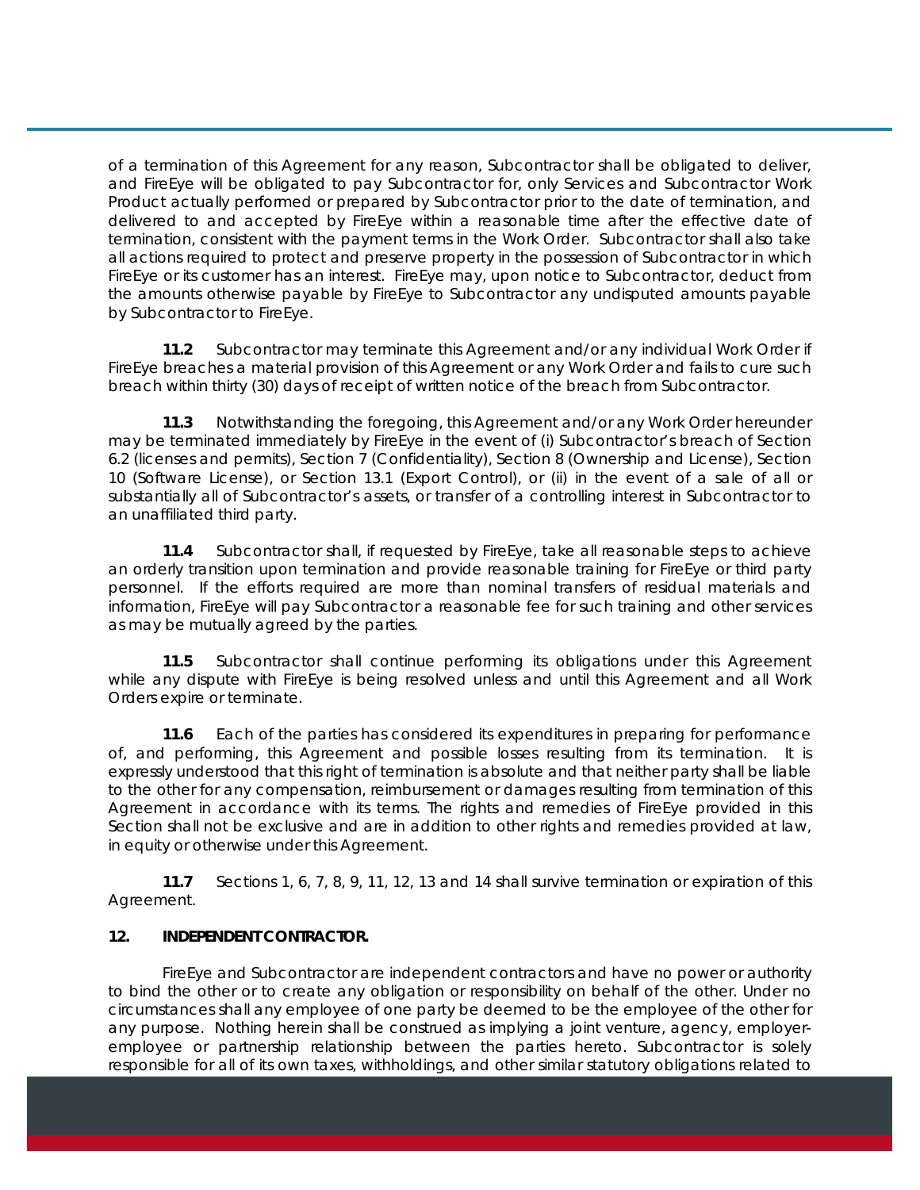of a termination of this Agreement for any reason, Subcontractor shall be obligated to deliver, and FireEye will be obligated to pay Subcontractor for, only Services and Subcontractor Work Product actually performed or prepared by Subcontractor prior to the date of termination, and delivered to and accepted by FireEye within a reasonable time after the effective date of termination, consistent with the payment terms in the Work Order. Subcontractor shall also take all actions required to protect and preserve property in the possession of Subcontractor in which FireEye or its customer has an interest. FireEye may, upon notice to Subcontractor, deduct from the amounts otherwise payable by FireEye to Subcontractor any undisputed amounts payable by Subcontractor to FireEye.

**11.2** Subcontractor may terminate this Agreement and/or any individual Work Order if FireEye breaches a material provision of this Agreement or any Work Order and fails to cure such breach within thirty (30) days of receipt of written notice of the breach from Subcontractor.

**11.3** Notwithstanding the foregoing, this Agreement and/or any Work Order hereunder may be terminated immediately by FireEye in the event of (i) Subcontractor's breach of Section 6.2 (licenses and permits), Section 7 (Confidentiality), Section 8 (Ownership and License), Section 10 (Software License), or Section 13.1 (Export Control), or (ii) in the event of a sale of all or substantially all of Subcontractor's assets, or transfer of a controlling interest in Subcontractor to an unaffiliated third party.

**11.4** Subcontractor shall, if requested by FireEye, take all reasonable steps to achieve an orderly transition upon termination and provide reasonable training for FireEye or third party personnel. If the efforts required are more than nominal transfers of residual materials and information, FireEye will pay Subcontractor a reasonable fee for such training and other services as may be mutually agreed by the parties.

**11.5** Subcontractor shall continue performing its obligations under this Agreement while any dispute with FireEye is being resolved unless and until this Agreement and all Work Orders expire or terminate.

**11.6** Each of the parties has considered its expenditures in preparing for performance of, and performing, this Agreement and possible losses resulting from its termination. It is expressly understood that this right of termination is absolute and that neither party shall be liable to the other for any compensation, reimbursement or damages resulting from termination of this Agreement in accordance with its terms. The rights and remedies of FireEye provided in this Section shall not be exclusive and are in addition to other rights and remedies provided at law, in equity or otherwise under this Agreement.

**11.7** Sections 1, 6, 7, 8, 9, 11, 12, 13 and 14 shall survive termination or expiration of this Agreement.

**12. INDEPENDENT CONTRACTOR.**

FireEye and Subcontractor are independent contractors and have no power or authority to bind the other or to create any obligation or responsibility on behalf of the other. Under no circumstances shall any employee of one party be deemed to be the employee of the other for any purpose. Nothing herein shall be construed as implying a joint venture, agency, employer-employee or partnership relationship between the parties hereto. Subcontractor is solely responsible for all of its own taxes, withholdings, and other similar statutory obligations related to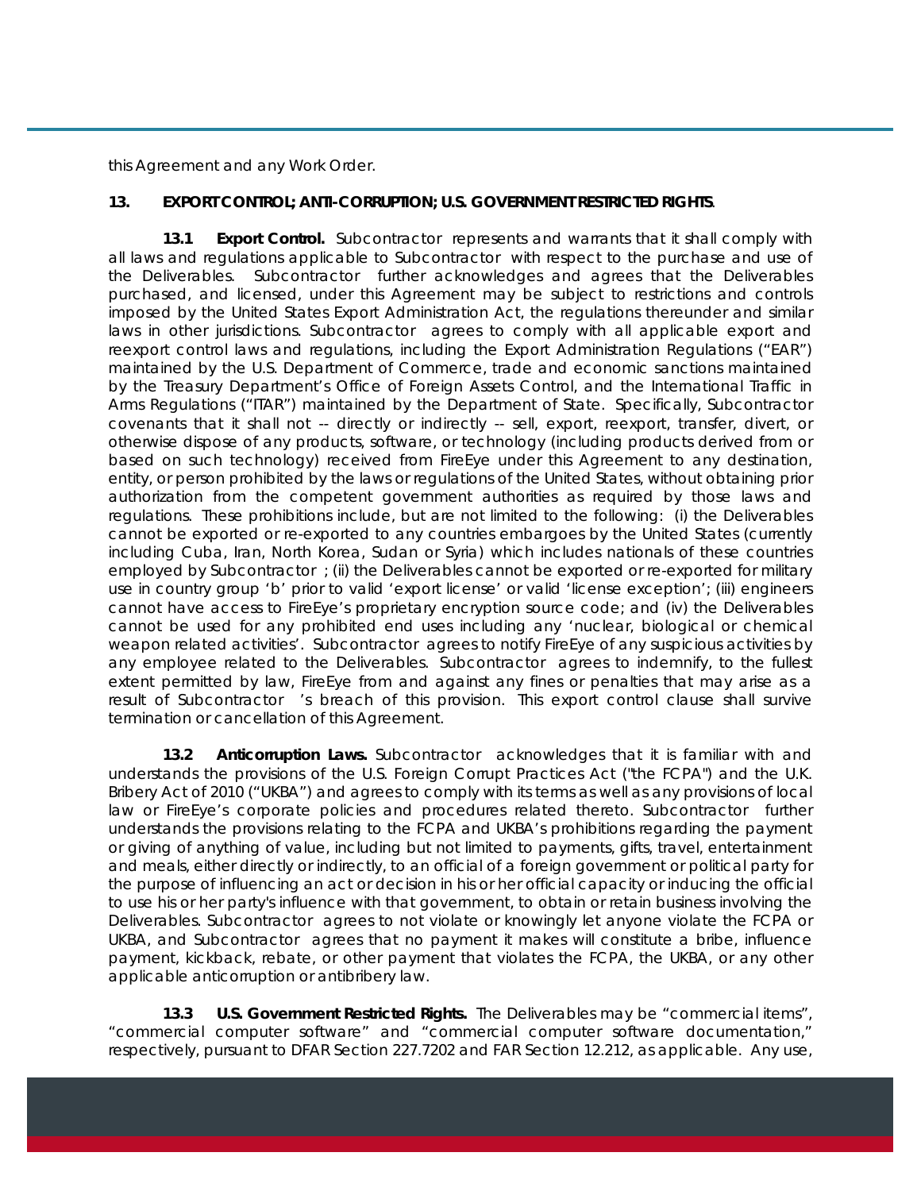this Agreement and any Work Order.

**13. EXPORT CONTROL; ANTI-CORRUPTION; U.S. GOVERNMENT RESTRICTED RIGHTS**.

**13.1 Export Control.** Subcontractor represents and warrants that it shall comply with all laws and regulations applicable to Subcontractor with respect to the purchase and use of the Deliverables. Subcontractor further acknowledges and agrees that the Deliverables purchased, and licensed, under this Agreement may be subject to restrictions and controls imposed by the United States Export Administration Act, the regulations thereunder and similar laws in other jurisdictions. Subcontractor agrees to comply with all applicable export and reexport control laws and regulations, including the Export Administration Regulations ("EAR") maintained by the U.S. Department of Commerce, trade and economic sanctions maintained by the Treasury Department's Office of Foreign Assets Control, and the International Traffic in Arms Regulations ("ITAR") maintained by the Department of State. Specifically, Subcontractor covenants that it shall not -- directly or indirectly -- sell, export, reexport, transfer, divert, or otherwise dispose of any products, software, or technology (including products derived from or based on such technology) received from FireEye under this Agreement to any destination, entity, or person prohibited by the laws or regulations of the United States, without obtaining prior authorization from the competent government authorities as required by those laws and regulations. These prohibitions include, but are not limited to the following: (i) the Deliverables cannot be exported or re-exported to any countries embargoes by the United States (currently including Cuba, Iran, North Korea, Sudan or Syria) which includes nationals of these countries employed by Subcontractor ; (ii) the Deliverables cannot be exported or re-exported for military use in country group 'b' prior to valid 'export license' or valid 'license exception'; (iii) engineers cannot have access to FireEye's proprietary encryption source code; and (iv) the Deliverables cannot be used for any prohibited end uses including any 'nuclear, biological or chemical weapon related activities'. Subcontractor agrees to notify FireEye of any suspicious activities by any employee related to the Deliverables. Subcontractor agrees to indemnify, to the fullest extent permitted by law, FireEye from and against any fines or penalties that may arise as a result of Subcontractor 's breach of this provision. This export control clause shall survive termination or cancellation of this Agreement.

**13.2 Anticorruption Laws.** Subcontractor acknowledges that it is familiar with and understands the provisions of the U.S. Foreign Corrupt Practices Act ("the FCPA") and the U.K. Bribery Act of 2010 ("UKBA") and agrees to comply with its terms as well as any provisions of local law or FireEye's corporate policies and procedures related thereto. Subcontractor further understands the provisions relating to the FCPA and UKBA's prohibitions regarding the payment or giving of anything of value, including but not limited to payments, gifts, travel, entertainment and meals, either directly or indirectly, to an official of a foreign government or political party for the purpose of influencing an act or decision in his or her official capacity or inducing the official to use his or her party's influence with that government, to obtain or retain business involving the Deliverables. Subcontractor agrees to not violate or knowingly let anyone violate the FCPA or UKBA, and Subcontractor agrees that no payment it makes will constitute a bribe, influence payment, kickback, rebate, or other payment that violates the FCPA, the UKBA, or any other applicable anticorruption or antibribery law.

**13.3 U.S. Government Restricted Rights.** The Deliverables may be "commercial items", "commercial computer software" and "commercial computer software documentation," respectively, pursuant to DFAR Section 227.7202 and FAR Section 12.212, as applicable. Any use,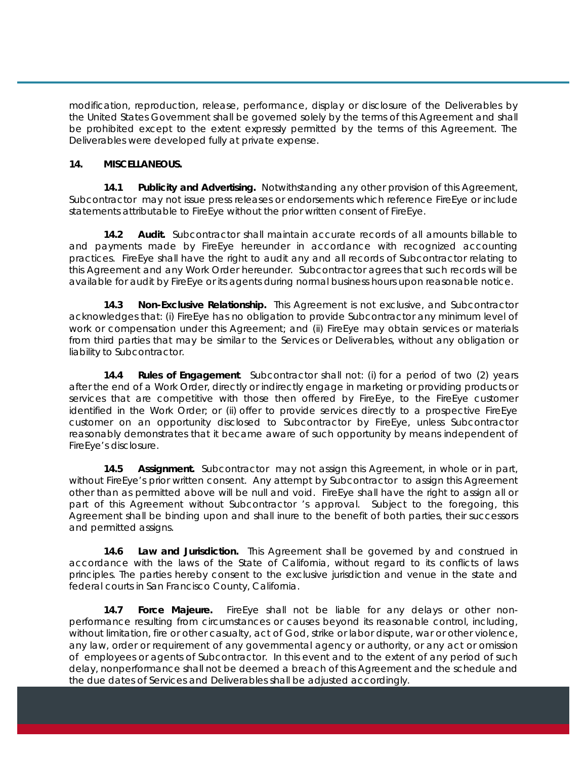modification, reproduction, release, performance, display or disclosure of the Deliverables by the United States Government shall be governed solely by the terms of this Agreement and shall be prohibited except to the extent expressly permitted by the terms of this Agreement. The Deliverables were developed fully at private expense.

**14. MISCELLANEOUS.**

**14.1 Publicity and Advertising.** Notwithstanding any other provision of this Agreement, Subcontractor may not issue press releases or endorsements which reference FireEye or include statements attributable to FireEye without the prior written consent of FireEye.

**14.2 Audit.** Subcontractor shall maintain accurate records of all amounts billable to and payments made by FireEye hereunder in accordance with recognized accounting practices. FireEye shall have the right to audit any and all records of Subcontractor relating to this Agreement and any Work Order hereunder. Subcontractor agrees that such records will be available for audit by FireEye or its agents during normal business hours upon reasonable notice.

**14.3 Non-Exclusive Relationship.** This Agreement is not exclusive, and Subcontractor acknowledges that: (i) FireEye has no obligation to provide Subcontractor any minimum level of work or compensation under this Agreement; and (ii) FireEye may obtain services or materials from third parties that may be similar to the Services or Deliverables, without any obligation or liability to Subcontractor.

**14.4 Rules of Engagement**. Subcontractor shall not: (i) for a period of two (2) years after the end of a Work Order, directly or indirectly engage in marketing or providing products or services that are competitive with those then offered by FireEye, to the FireEye customer identified in the Work Order; or (ii) offer to provide services directly to a prospective FireEye customer on an opportunity disclosed to Subcontractor by FireEye, unless Subcontractor reasonably demonstrates that it became aware of such opportunity by means independent of FireEye's disclosure.

**14.5 Assignment.** Subcontractor may not assign this Agreement, in whole or in part, without FireEye's prior written consent. Any attempt by Subcontractor to assign this Agreement other than as permitted above will be null and void. FireEye shall have the right to assign all or part of this Agreement without Subcontractor 's approval. Subject to the foregoing, this Agreement shall be binding upon and shall inure to the benefit of both parties, their successors and permitted assigns.

**14.6 Law and Jurisdiction.** This Agreement shall be governed by and construed in accordance with the laws of the State of California, without regard to its conflicts of laws principles. The parties hereby consent to the exclusive jurisdiction and venue in the state and federal courts in San Francisco County, California.

**14.7 Force Majeure.** FireEye shall not be liable for any delays or other non-performance resulting from circumstances or causes beyond its reasonable control, including, without limitation, fire or other casualty, act of God, strike or labor dispute, war or other violence, any law, order or requirement of any governmental agency or authority, or any act or omission of employees or agents of Subcontractor. In this event and to the extent of any period of such delay, nonperformance shall not be deemed a breach of this Agreement and the schedule and the due dates of Services and Deliverables shall be adjusted accordingly.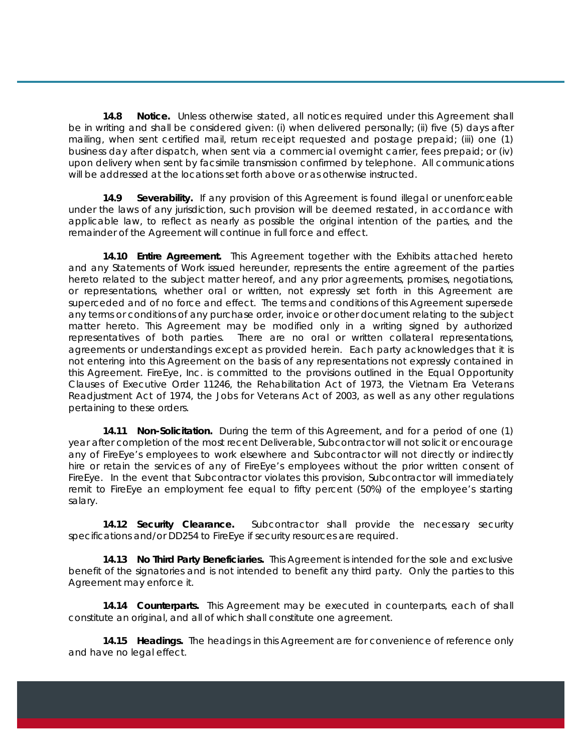**14.8 Notice.** Unless otherwise stated, all notices required under this Agreement shall be in writing and shall be considered given: (i) when delivered personally; (ii) five (5) days after mailing, when sent certified mail, return receipt requested and postage prepaid; (iii) one (1) business day after dispatch, when sent via a commercial overnight carrier, fees prepaid; or (iv) upon delivery when sent by facsimile transmission confirmed by telephone. All communications will be addressed at the locations set forth above or as otherwise instructed.

**14.9 Severability.** If any provision of this Agreement is found illegal or unenforceable under the laws of any jurisdiction, such provision will be deemed restated, in accordance with applicable law, to reflect as nearly as possible the original intention of the parties, and the remainder of the Agreement will continue in full force and effect.

**14.10 Entire Agreement.** This Agreement together with the Exhibits attached hereto and any Statements of Work issued hereunder, represents the entire agreement of the parties hereto related to the subject matter hereof, and any prior agreements, promises, negotiations, or representations, whether oral or written, not expressly set forth in this Agreement are superceded and of no force and effect. The terms and conditions of this Agreement supersede any terms or conditions of any purchase order, invoice or other document relating to the subject matter hereto. This Agreement may be modified only in a writing signed by authorized representatives of both parties. There are no oral or written collateral representations, agreements or understandings except as provided herein. Each party acknowledges that it is not entering into this Agreement on the basis of any representations not expressly contained in this Agreement. FireEye, Inc. is committed to the provisions outlined in the Equal Opportunity Clauses of Executive Order 11246, the Rehabilitation Act of 1973, the Vietnam Era Veterans Readjustment Act of 1974, the Jobs for Veterans Act of 2003, as well as any other regulations pertaining to these orders.

**14.11 Non-Solicitation.** During the term of this Agreement, and for a period of one (1) year after completion of the most recent Deliverable, Subcontractor will not solicit or encourage any of FireEye's employees to work elsewhere and Subcontractor will not directly or indirectly hire or retain the services of any of FireEye's employees without the prior written consent of FireEye. In the event that Subcontractor violates this provision, Subcontractor will immediately remit to FireEye an employment fee equal to fifty percent (50%) of the employee's starting salary.

**14.12 Security Clearance.** Subcontractor shall provide the necessary security specifications and/or DD254 to FireEye if security resources are required.

**14.13 No Third Party Beneficiaries.** This Agreement is intended for the sole and exclusive benefit of the signatories and is not intended to benefit any third party. Only the parties to this Agreement may enforce it.

**14.14 Counterparts.** This Agreement may be executed in counterparts, each of shall constitute an original, and all of which shall constitute one agreement.

**14.15 Headings.** The headings in this Agreement are for convenience of reference only and have no legal effect.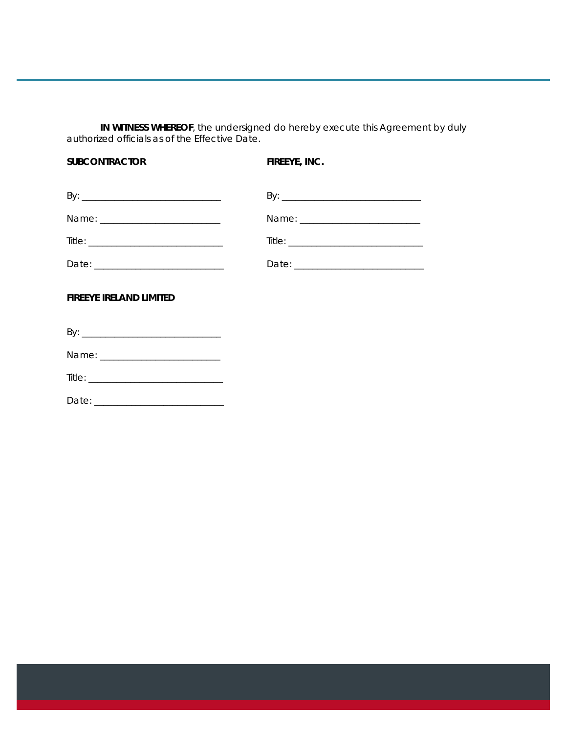**IN WITNESS WHEREOF**, the undersigned do hereby execute this Agreement by duly authorized officials as of the Effective Date.

| **SUBCONTRACTOR** | **FIREEYE, INC.** |
|---|---|
| By: ____________________________ | By: ____________________________ |
| Name: ________________________ | Name: ________________________ |
| Title: ____________________________ | Title: ____________________________ |
| Date: __________________________ | Date: __________________________ |

**FIREEYE IRELAND LIMITED**

By: ____________________________

Name: ________________________

Title: ____________________________

Date: __________________________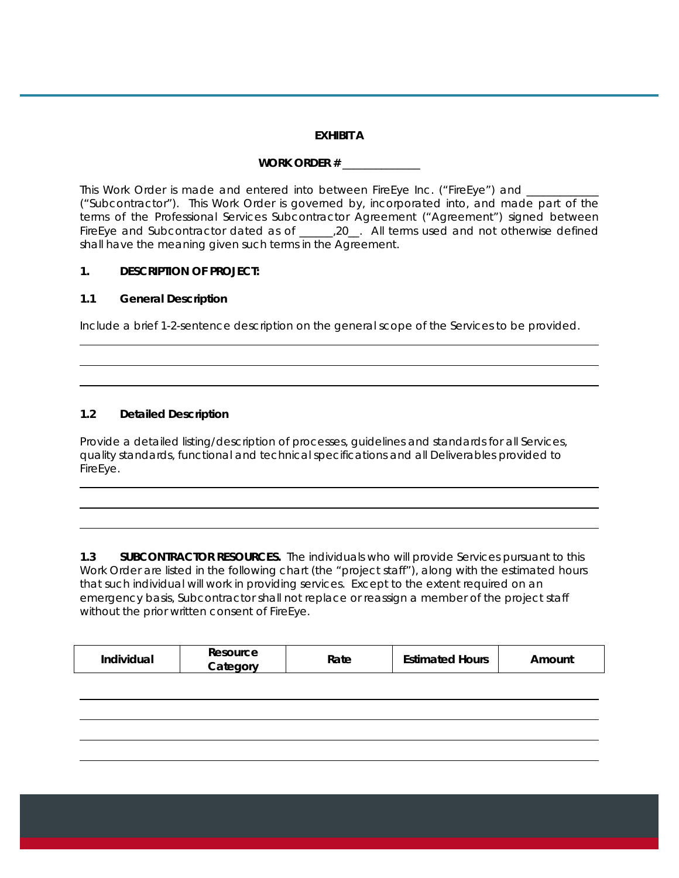**EXHIBIT A**

**WORK ORDER # _______________**

This Work Order is made and entered into between FireEye Inc. ("FireEye") and _____________ ("Subcontractor"). This Work Order is governed by, incorporated into, and made part of the terms of the Professional Services Subcontractor Agreement ("Agreement") signed between FireEye and Subcontractor dated as of ______,20__. All terms used and not otherwise defined shall have the meaning given such terms in the Agreement.

## 1. DESCRIPTION OF PROJECT:

### 1.1 General Description

Include a brief 1-2-sentence description on the general scope of the Services to be provided.

### 1.2 Detailed Description

Provide a detailed listing/description of processes, guidelines and standards for all Services, quality standards, functional and technical specifications and all Deliverables provided to FireEye.

**1.3 SUBCONTRACTOR RESOURCES.** The individuals who will provide Services pursuant to this Work Order are listed in the following chart (the "project staff"), along with the estimated hours that such individual will work in providing services. Except to the extent required on an emergency basis, Subcontractor shall not replace or reassign a member of the project staff without the prior written consent of FireEye.

| Individual | Resource Category | Rate | Estimated Hours | Amount |
|---|---|---|---|---|
| | | | | |
| | | | | |
| | | | | |
| | | | | |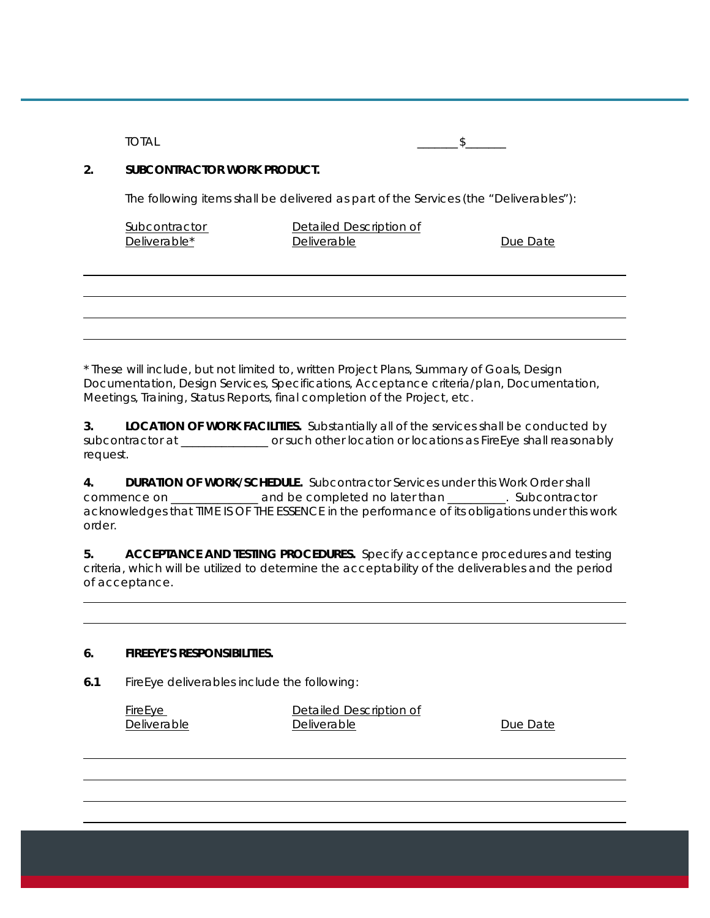TOTAL _______$_______

**2. SUBCONTRACTOR WORK PRODUCT.**

The following items shall be delivered as part of the Services (the "Deliverables"):

| Subcontractor Deliverable* | Detailed Description of Deliverable | Due Date |
| --- | --- | --- |
| | | |
| | | |
| | | |

* These will include, but not limited to, written Project Plans, Summary of Goals, Design Documentation, Design Services, Specifications, Acceptance criteria/plan, Documentation, Meetings, Training, Status Reports, final completion of the Project, etc.

**3. LOCATION OF WORK FACILITIES.** Substantially all of the services shall be conducted by subcontractor at _______________ or such other location or locations as FireEye shall reasonably request.

**4. DURATION OF WORK/SCHEDULE.** Subcontractor Services under this Work Order shall commence on _______________ and be completed no later than __________. Subcontractor acknowledges that TIME IS OF THE ESSENCE in the performance of its obligations under this work order.

**5. ACCEPTANCE AND TESTING PROCEDURES.** Specify acceptance procedures and testing criteria, which will be utilized to determine the acceptability of the deliverables and the period of acceptance.

________________________________________________________________________________

________________________________________________________________________________

**6. FIREEYE'S RESPONSIBILITIES.**

**6.1** FireEye deliverables include the following:

| FireEye Deliverable | Detailed Description of Deliverable | Due Date |
| --- | --- | --- |
| | | |
| | | |
| | | |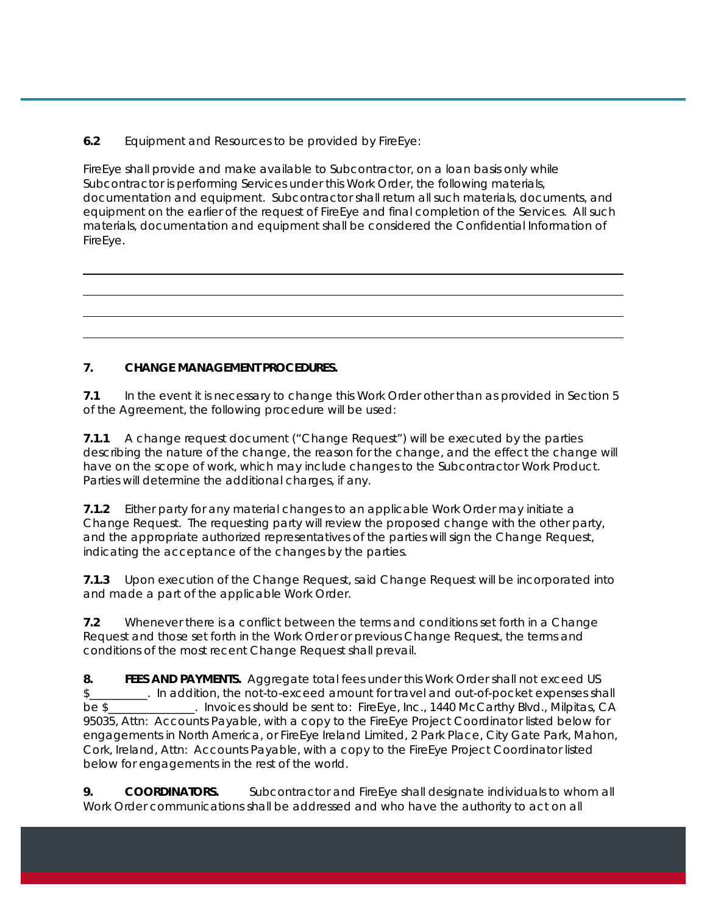**6.2** Equipment and Resources to be provided by FireEye:

FireEye shall provide and make available to Subcontractor, on a loan basis only while Subcontractor is performing Services under this Work Order, the following materials, documentation and equipment. Subcontractor shall return all such materials, documents, and equipment on the earlier of the request of FireEye and final completion of the Services. All such materials, documentation and equipment shall be considered the Confidential Information of FireEye.

______________________________________________________________________________

______________________________________________________________________________

______________________________________________________________________________

______________________________________________________________________________

**7. CHANGE MANAGEMENT PROCEDURES.**

**7.1** In the event it is necessary to change this Work Order other than as provided in Section 5 of the Agreement, the following procedure will be used:

**7.1.1** A change request document ("Change Request") will be executed by the parties describing the nature of the change, the reason for the change, and the effect the change will have on the scope of work, which may include changes to the Subcontractor Work Product. Parties will determine the additional charges, if any.

**7.1.2** Either party for any material changes to an applicable Work Order may initiate a Change Request. The requesting party will review the proposed change with the other party, and the appropriate authorized representatives of the parties will sign the Change Request, indicating the acceptance of the changes by the parties.

**7.1.3** Upon execution of the Change Request, said Change Request will be incorporated into and made a part of the applicable Work Order.

**7.2** Whenever there is a conflict between the terms and conditions set forth in a Change Request and those set forth in the Work Order or previous Change Request, the terms and conditions of the most recent Change Request shall prevail.

**8. FEES AND PAYMENTS.** Aggregate total fees under this Work Order shall not exceed US $__________. In addition, the not-to-exceed amount for travel and out-of-pocket expenses shall be $_______________. Invoices should be sent to: FireEye, Inc., 1440 McCarthy Blvd., Milpitas, CA 95035, Attn: Accounts Payable, with a copy to the FireEye Project Coordinator listed below for engagements in North America, or FireEye Ireland Limited, 2 Park Place, City Gate Park, Mahon, Cork, Ireland, Attn: Accounts Payable, with a copy to the FireEye Project Coordinator listed below for engagements in the rest of the world.

**9. COORDINATORS.** Subcontractor and FireEye shall designate individuals to whom all Work Order communications shall be addressed and who have the authority to act on all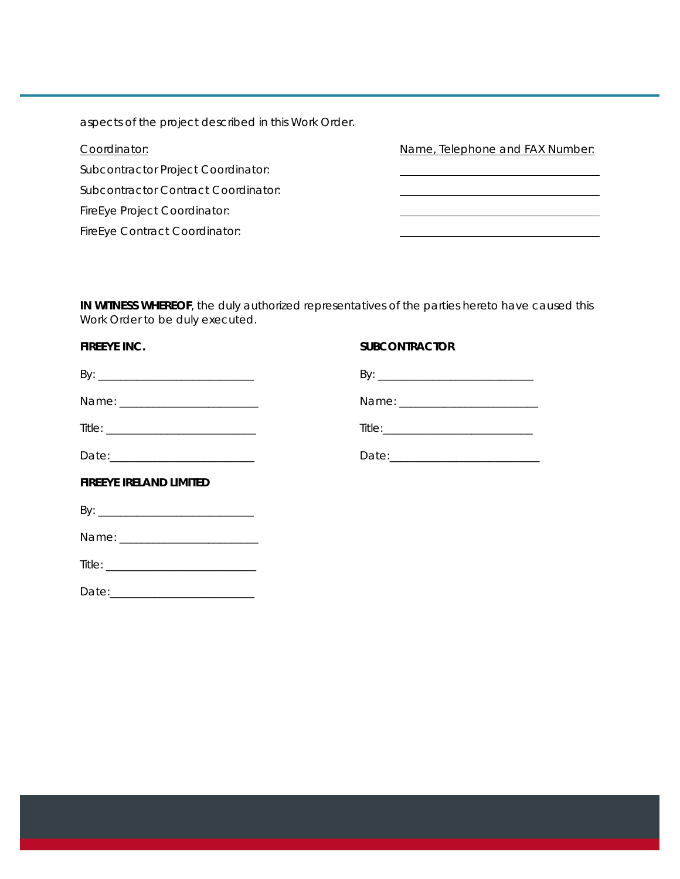aspects of the project described in this Work Order.

| Coordinator: | Name, Telephone and FAX Number: |
| --- | --- |
| Subcontractor Project Coordinator: | ______________________ |
| Subcontractor Contract Coordinator: | ______________________ |
| FireEye Project Coordinator: | ______________________ |
| FireEye Contract Coordinator: | ______________________ |

**IN WITNESS WHEREOF**, the duly authorized representatives of the parties hereto have caused this Work Order to be duly executed.

**FIREEYE INC.**

By: ___________________________

Name: ________________________

Title: __________________________

Date:_________________________

**SUBCONTRACTOR**

By: ___________________________

Name: ________________________

Title:__________________________

Date:__________________________

**FIREEYE IRELAND LIMITED**

By: ___________________________

Name: ________________________

Title: __________________________

Date:_________________________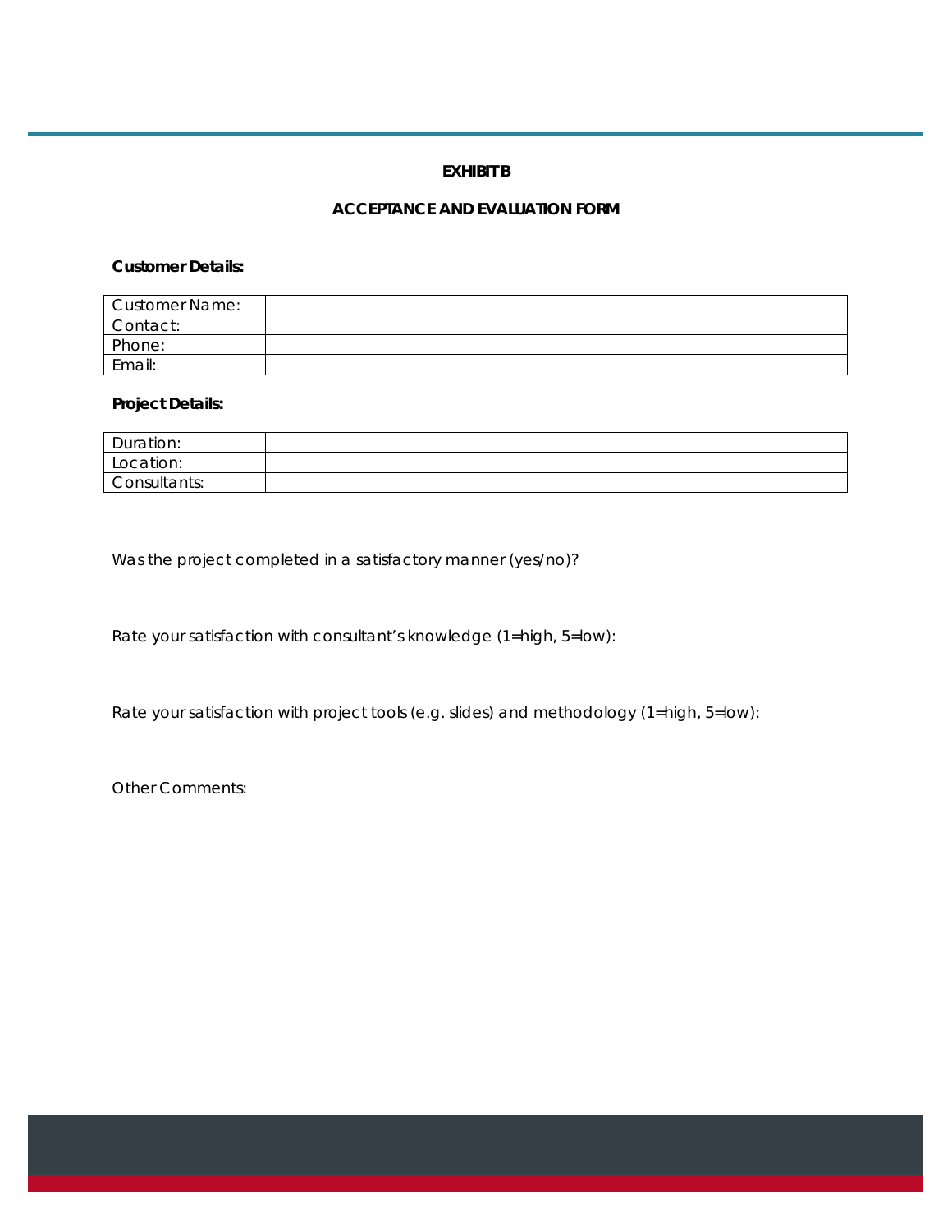**EXHIBIT B**

**ACCEPTANCE AND EVALUATION FORM**

**Customer Details:**

| | |
|---|---|
| Customer Name: | |
| Contact: | |
| Phone: | |
| Email: | |

**Project Details:**

| | |
|---|---|
| Duration: | |
| Location: | |
| Consultants: | |

Was the project completed in a satisfactory manner (yes/no)?

Rate your satisfaction with consultant's knowledge (1=high, 5=low):

Rate your satisfaction with project tools (e.g. slides) and methodology (1=high, 5=low):

Other Comments: